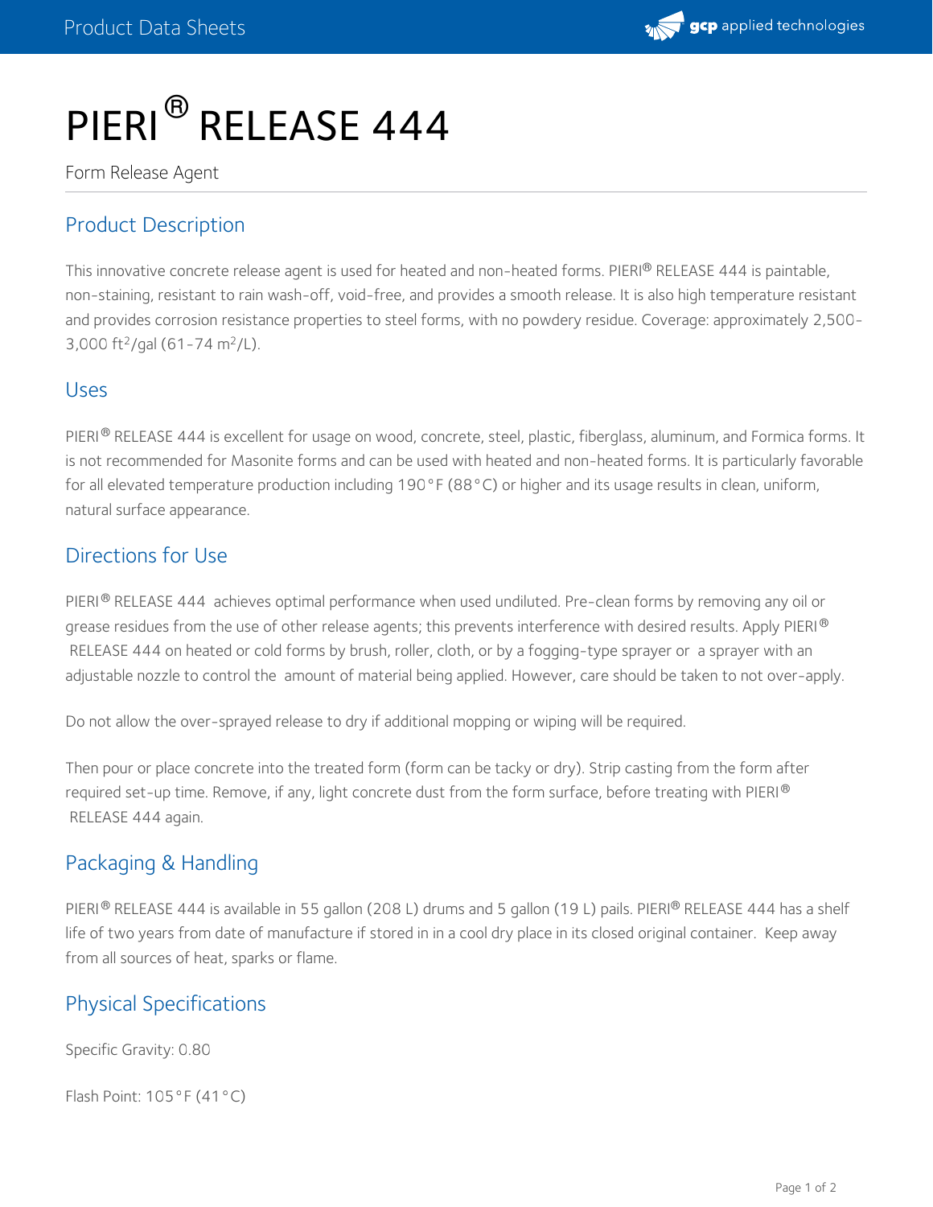# PIERI® RELEASE 444

Form Release Agent

## Product Description

This innovative concrete release agent is used for heated and non-heated forms. PIERI® RELEASE 444 is paintable, non-staining, resistant to rain wash-off, void-free, and provides a smooth release. It is also high temperature resistant and provides corrosion resistance properties to steel forms, with no powdery residue. Coverage: approximately 2,500-3,000 $ft^2$/gal (61-74 $m^2$/L).

## Uses

PIERI® RELEASE 444 is excellent for usage on wood, concrete, steel, plastic, fiberglass, aluminum, and Formica forms. It is not recommended for Masonite forms and can be used with heated and non-heated forms. It is particularly favorable for all elevated temperature production including 190°F (88°C) or higher and its usage results in clean, uniform, natural surface appearance.

## Directions for Use

PIERI® RELEASE 444 achieves optimal performance when used undiluted. Pre-clean forms by removing any oil or grease residues from the use of other release agents; this prevents interference with desired results. Apply PIERI® RELEASE 444 on heated or cold forms by brush, roller, cloth, or by a fogging-type sprayer or a sprayer with an adjustable nozzle to control the amount of material being applied. However, care should be taken to not over-apply.

Do not allow the over-sprayed release to dry if additional mopping or wiping will be required.

Then pour or place concrete into the treated form (form can be tacky or dry). Strip casting from the form after required set-up time. Remove, if any, light concrete dust from the form surface, before treating with PIERI® RELEASE 444 again.

## Packaging & Handling

PIERI® RELEASE 444 is available in 55 gallon (208 L) drums and 5 gallon (19 L) pails. PIERI® RELEASE 444 has a shelf life of two years from date of manufacture if stored in in a cool dry place in its closed original container. Keep away from all sources of heat, sparks or flame.

## Physical Specifications

Specific Gravity: 0.80

Flash Point: 105°F (41°C)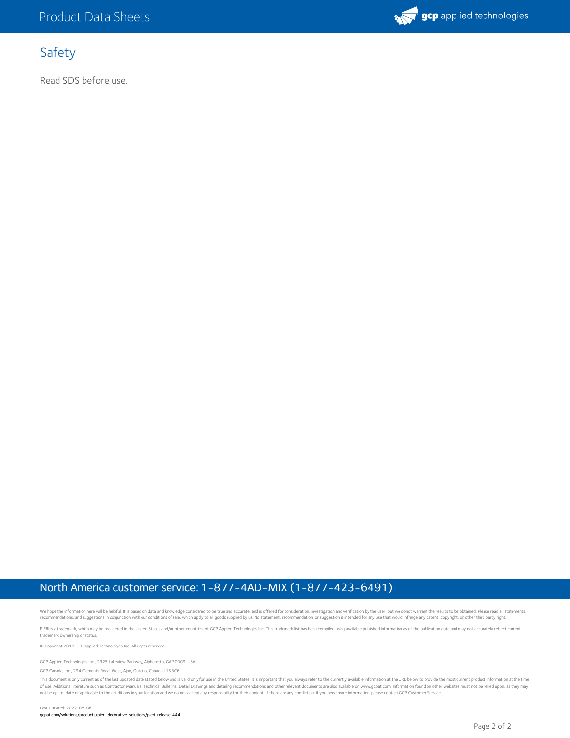## Safety

Read SDS before use.

## North America customer service: 1-877-4AD-MIX (1-877-423-6491)

We hope the information here will be helpful. It is based on data and knowledge considered to be true and accurate, and is offered for consideration, investigation and verification by the user, but we donot warrant the results to be obtained. Please read all statements, recommendations, and suggestions in conjunction with our conditions of sale, which apply to all goods supplied by us. No statement, recommendation, or suggestion is intended for any use that would infringe any patent, copyright, or other third party right.

PIERI is a trademark, which may be registered in the United States and/or other countries, of GCP Applied Technologies Inc. This trademark list has been compiled using available published information as of the publication date and may not accurately reflect current trademark ownership or status.

© Copyright 2018 GCP Applied Technologies Inc. All rights reserved.

GCP Applied Technologies Inc., 2325 Lakeview Parkway, Alpharetta, GA 30009, USA

GCP Canada, Inc., 294 Clements Road, West, Ajax, Ontario, Canada L1S 3C6

This document is only current as of the last updated date stated below and is valid only for use in the United States. It is important that you always refer to the currently available information at the URL below to provide the most current product information at the time of use. Additional literature such as Contractor Manuals, Technical Bulletins, Detail Drawings and detailing recommendations and other relevant documents are also available on www.gcpat.com. Information found on other websites must not be relied upon, as they may not be up-to-date or applicable to the conditions in your location and we do not accept any responsibility for their content. If there are any conflicts or if you need more information, please contact GCP Customer Service.

Last Updated: 2022-05-06

gcpat.com/solutions/products/pieri-decorative-solutions/pieri-release-444